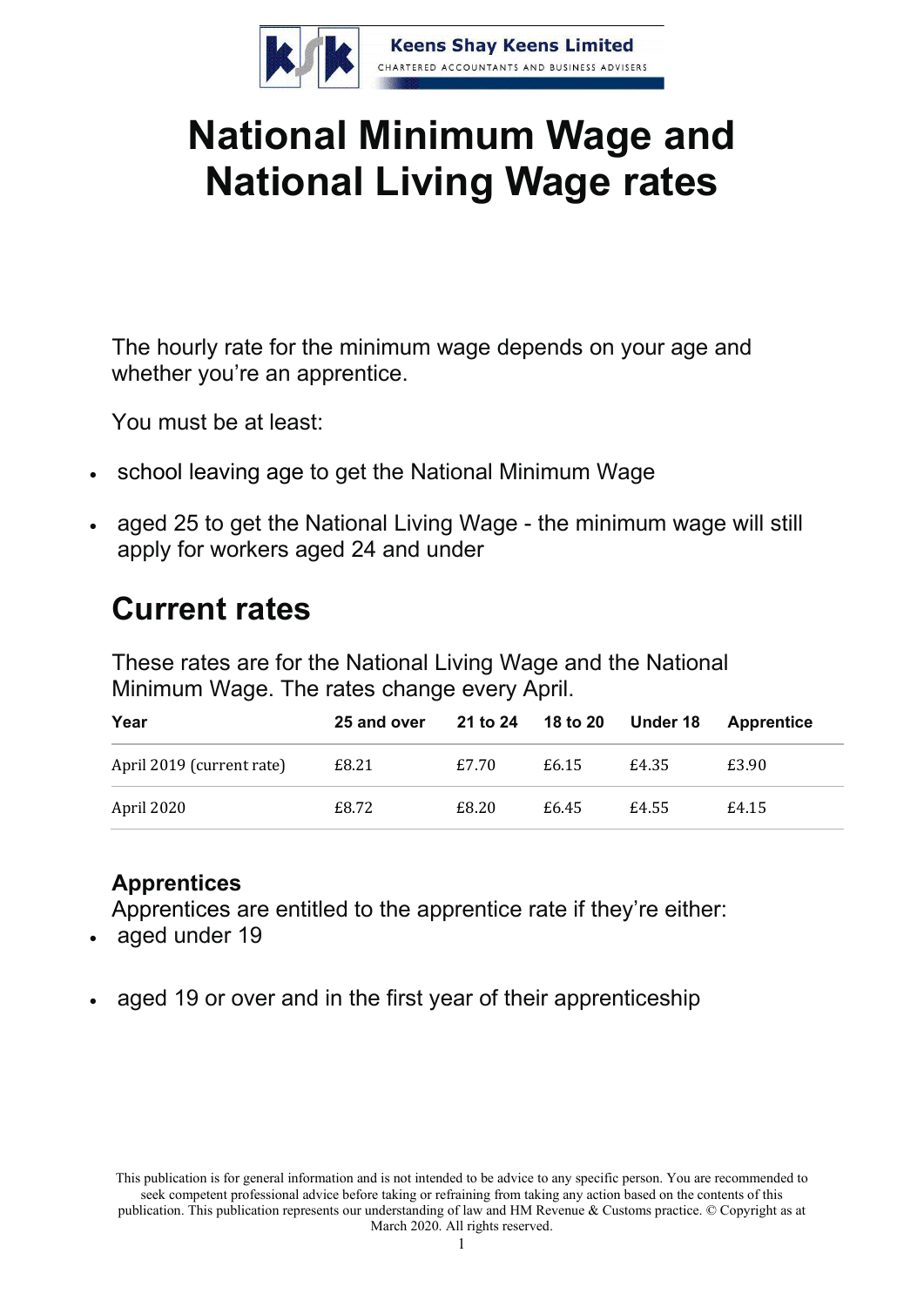Keens Shay Keens Limited

CHARTERED ACCOUNTANTS AND BUSINESS ADVISERS

# National Minimum Wage and National Living Wage rates

The hourly rate for the minimum wage depends on your age and whether you're an apprentice.

You must be at least:

- school leaving age to get the National Minimum Wage
- aged 25 to get the National Living Wage - the minimum wage will still apply for workers aged 24 and under

## Current rates

These rates are for the National Living Wage and the National Minimum Wage. The rates change every April.

| Year | 25 and over | 21 to 24 | 18 to 20 | Under 18 | Apprentice |
|---|---|---|---|---|---|
| April 2019 (current rate) | £8.21 | £7.70 | £6.15 | £4.35 | £3.90 |
| April 2020 | £8.72 | £8.20 | £6.45 | £4.55 | £4.15 |

### Apprentices

Apprentices are entitled to the apprentice rate if they're either:

- aged under 19
- aged 19 or over and in the first year of their apprenticeship

This publication is for general information and is not intended to be advice to any specific person. You are recommended to seek competent professional advice before taking or refraining from taking any action based on the contents of this publication. This publication represents our understanding of law and HM Revenue & Customs practice. © Copyright as at March 2020. All rights reserved.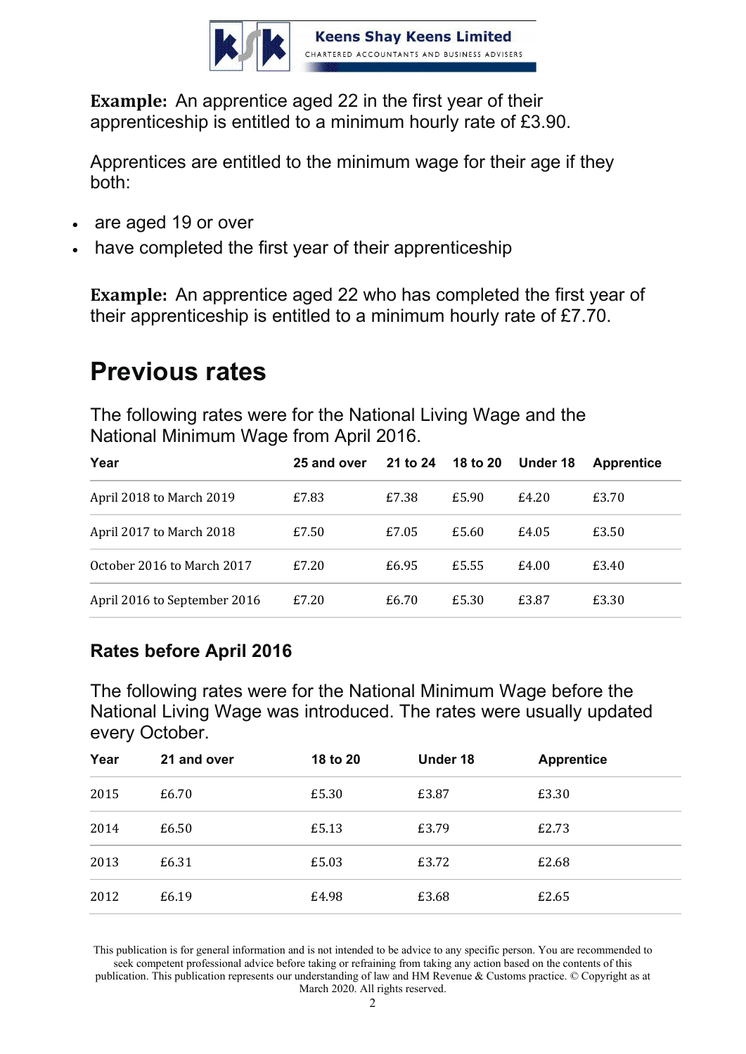**Example:** An apprentice aged 22 in the first year of their apprenticeship is entitled to a minimum hourly rate of £3.90.

Apprentices are entitled to the minimum wage for their age if they both:

- are aged 19 or over
- have completed the first year of their apprenticeship

**Example:** An apprentice aged 22 who has completed the first year of their apprenticeship is entitled to a minimum hourly rate of £7.70.

# Previous rates

The following rates were for the National Living Wage and the National Minimum Wage from April 2016.

| Year | 25 and over | 21 to 24 | 18 to 20 | Under 18 | Apprentice |
|---|---|---|---|---|---|
| April 2018 to March 2019 | £7.83 | £7.38 | £5.90 | £4.20 | £3.70 |
| April 2017 to March 2018 | £7.50 | £7.05 | £5.60 | £4.05 | £3.50 |
| October 2016 to March 2017 | £7.20 | £6.95 | £5.55 | £4.00 | £3.40 |
| April 2016 to September 2016 | £7.20 | £6.70 | £5.30 | £3.87 | £3.30 |

## Rates before April 2016

The following rates were for the National Minimum Wage before the National Living Wage was introduced. The rates were usually updated every October.

| Year | 21 and over | 18 to 20 | Under 18 | Apprentice |
|---|---|---|---|---|
| 2015 | £6.70 | £5.30 | £3.87 | £3.30 |
| 2014 | £6.50 | £5.13 | £3.79 | £2.73 |
| 2013 | £6.31 | £5.03 | £3.72 | £2.68 |
| 2012 | £6.19 | £4.98 | £3.68 | £2.65 |

This publication is for general information and is not intended to be advice to any specific person. You are recommended to seek competent professional advice before taking or refraining from taking any action based on the contents of this publication. This publication represents our understanding of law and HM Revenue & Customs practice. © Copyright as at March 2020. All rights reserved.